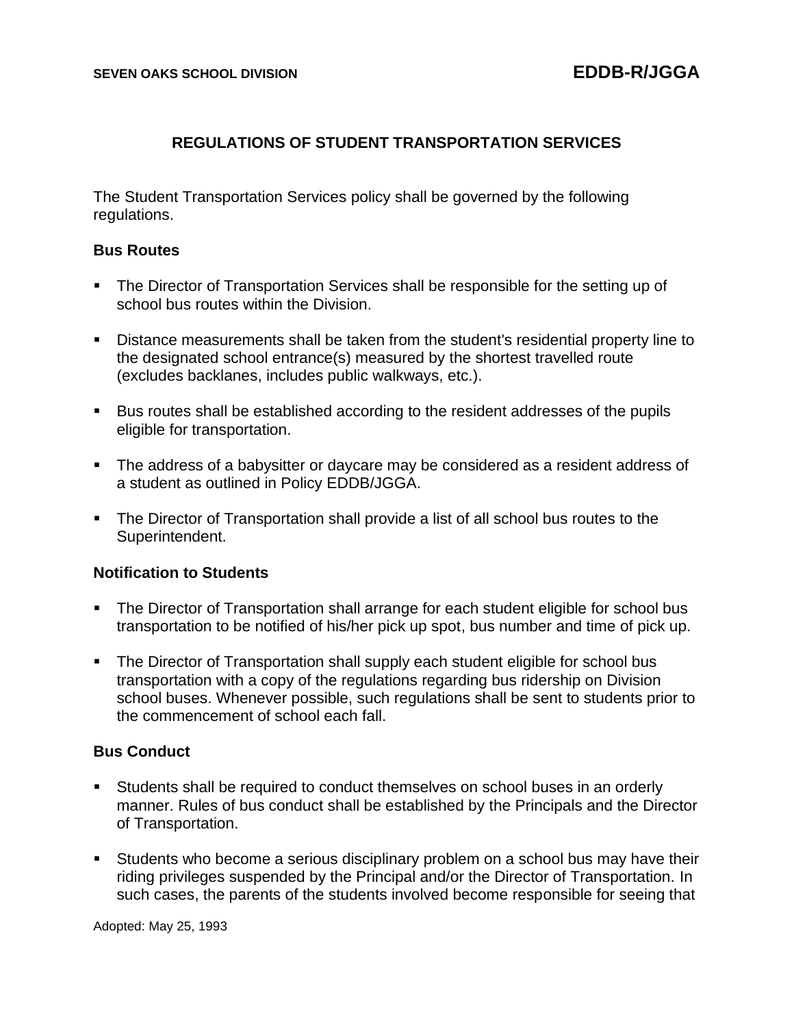SEVEN OAKS SCHOOL DIVISION **EDDB-R/JGGA**

## REGULATIONS OF STUDENT TRANSPORTATION SERVICES

The Student Transportation Services policy shall be governed by the following regulations.

### Bus Routes

- The Director of Transportation Services shall be responsible for the setting up of school bus routes within the Division.
- Distance measurements shall be taken from the student's residential property line to the designated school entrance(s) measured by the shortest travelled route (excludes backlanes, includes public walkways, etc.).
- Bus routes shall be established according to the resident addresses of the pupils eligible for transportation.
- The address of a babysitter or daycare may be considered as a resident address of a student as outlined in Policy EDDB/JGGA.
- The Director of Transportation shall provide a list of all school bus routes to the Superintendent.

### Notification to Students

- The Director of Transportation shall arrange for each student eligible for school bus transportation to be notified of his/her pick up spot, bus number and time of pick up.
- The Director of Transportation shall supply each student eligible for school bus transportation with a copy of the regulations regarding bus ridership on Division school buses. Whenever possible, such regulations shall be sent to students prior to the commencement of school each fall.

### Bus Conduct

- Students shall be required to conduct themselves on school buses in an orderly manner. Rules of bus conduct shall be established by the Principals and the Director of Transportation.
- Students who become a serious disciplinary problem on a school bus may have their riding privileges suspended by the Principal and/or the Director of Transportation. In such cases, the parents of the students involved become responsible for seeing that

Adopted: May 25, 1993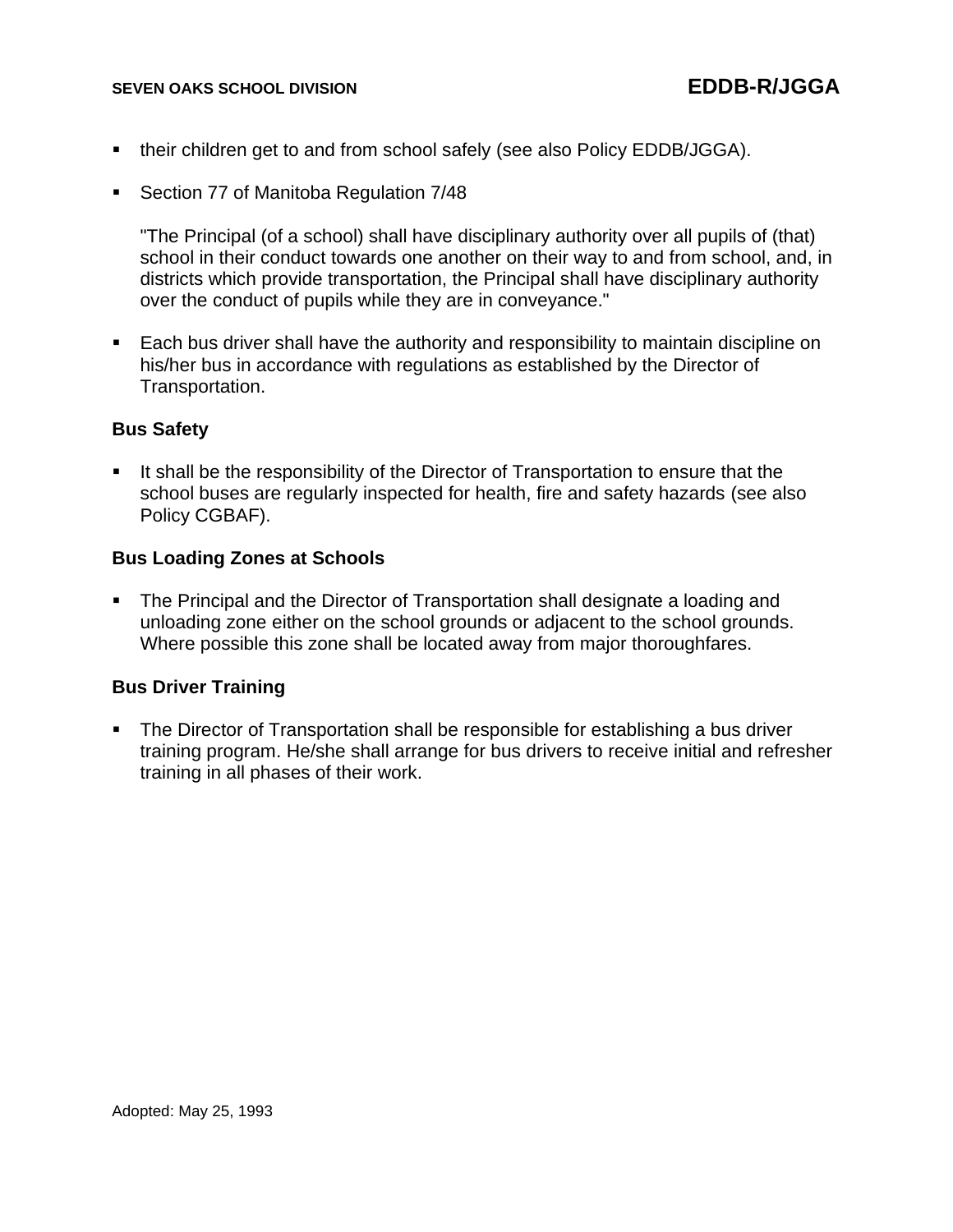- their children get to and from school safely (see also Policy EDDB/JGGA).
- Section 77 of Manitoba Regulation 7/48

  "The Principal (of a school) shall have disciplinary authority over all pupils of (that) school in their conduct towards one another on their way to and from school, and, in districts which provide transportation, the Principal shall have disciplinary authority over the conduct of pupils while they are in conveyance."

- Each bus driver shall have the authority and responsibility to maintain discipline on his/her bus in accordance with regulations as established by the Director of Transportation.

**Bus Safety**

- It shall be the responsibility of the Director of Transportation to ensure that the school buses are regularly inspected for health, fire and safety hazards (see also Policy CGBAF).

**Bus Loading Zones at Schools**

- The Principal and the Director of Transportation shall designate a loading and unloading zone either on the school grounds or adjacent to the school grounds. Where possible this zone shall be located away from major thoroughfares.

**Bus Driver Training**

- The Director of Transportation shall be responsible for establishing a bus driver training program. He/she shall arrange for bus drivers to receive initial and refresher training in all phases of their work.

Adopted: May 25, 1993